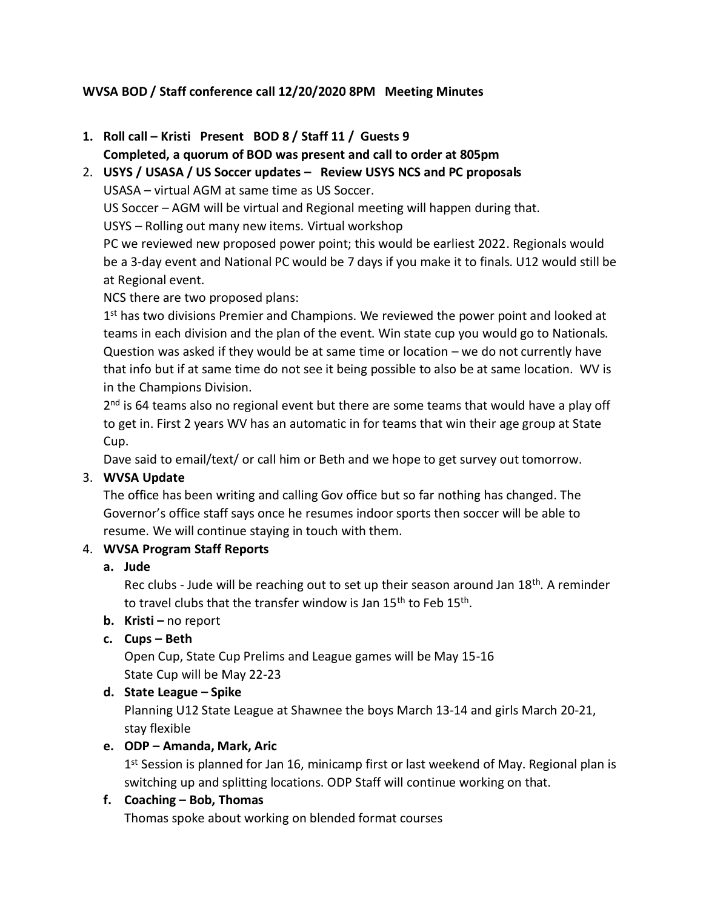**WVSA BOD / Staff conference call 12/20/2020 8PM Meeting Minutes**

1. **Roll call – Kristi Present BOD 8 / Staff 11 / Guests 9**
   **Completed, a quorum of BOD was present and call to order at 805pm**
2. **USYS / USASA / US Soccer updates – Review USYS NCS and PC proposals**
   USASA – virtual AGM at same time as US Soccer.
   US Soccer – AGM will be virtual and Regional meeting will happen during that.
   USYS – Rolling out many new items. Virtual workshop
   PC we reviewed new proposed power point; this would be earliest 2022. Regionals would be a 3-day event and National PC would be 7 days if you make it to finals. U12 would still be at Regional event.
   NCS there are two proposed plans:
   1st has two divisions Premier and Champions. We reviewed the power point and looked at teams in each division and the plan of the event. Win state cup you would go to Nationals. Question was asked if they would be at same time or location – we do not currently have that info but if at same time do not see it being possible to also be at same location. WV is in the Champions Division.
   2nd is 64 teams also no regional event but there are some teams that would have a play off to get in. First 2 years WV has an automatic in for teams that win their age group at State Cup.
   Dave said to email/text/ or call him or Beth and we hope to get survey out tomorrow.
3. **WVSA Update**
   The office has been writing and calling Gov office but so far nothing has changed. The Governor's office staff says once he resumes indoor sports then soccer will be able to resume. We will continue staying in touch with them.
4. **WVSA Program Staff Reports**
   a. **Jude**
      Rec clubs - Jude will be reaching out to set up their season around Jan 18th. A reminder to travel clubs that the transfer window is Jan 15th to Feb 15th.
   b. **Kristi –** no report
   c. **Cups – Beth**
      Open Cup, State Cup Prelims and League games will be May 15-16
      State Cup will be May 22-23
   d. **State League – Spike**
      Planning U12 State League at Shawnee the boys March 13-14 and girls March 20-21, stay flexible
   e. **ODP – Amanda, Mark, Aric**
      1st Session is planned for Jan 16, minicamp first or last weekend of May. Regional plan is switching up and splitting locations. ODP Staff will continue working on that.
   f. **Coaching – Bob, Thomas**
      Thomas spoke about working on blended format courses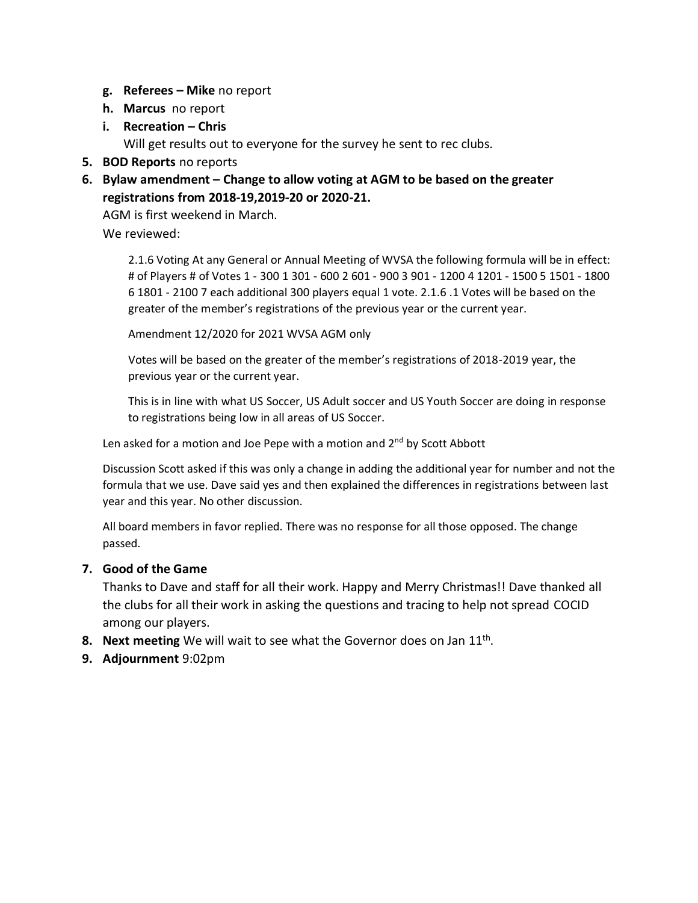- g. **Referees – Mike** no report
- h. **Marcus** no report
- i. **Recreation – Chris**
  Will get results out to everyone for the survey he sent to rec clubs.

5. **BOD Reports** no reports
6. **Bylaw amendment – Change to allow voting at AGM to be based on the greater registrations from 2018-19,2019-20 or 2020-21.**
   AGM is first weekend in March.
   We reviewed:

   > 2.1.6 Voting At any General or Annual Meeting of WVSA the following formula will be in effect: # of Players # of Votes 1 - 300 1 301 - 600 2 601 - 900 3 901 - 1200 4 1201 - 1500 5 1501 - 1800 6 1801 - 2100 7 each additional 300 players equal 1 vote. 2.1.6 .1 Votes will be based on the greater of the member's registrations of the previous year or the current year.
   >
   > Amendment 12/2020 for 2021 WVSA AGM only
   >
   > Votes will be based on the greater of the member's registrations of 2018-2019 year, the previous year or the current year.
   >
   > This is in line with what US Soccer, US Adult soccer and US Youth Soccer are doing in response to registrations being low in all areas of US Soccer.

   Len asked for a motion and Joe Pepe with a motion and 2nd by Scott Abbott

   Discussion Scott asked if this was only a change in adding the additional year for number and not the formula that we use. Dave said yes and then explained the differences in registrations between last year and this year. No other discussion.

   All board members in favor replied. There was no response for all those opposed. The change passed.

7. **Good of the Game**
   Thanks to Dave and staff for all their work. Happy and Merry Christmas!! Dave thanked all the clubs for all their work in asking the questions and tracing to help not spread COCID among our players.
8. **Next meeting** We will wait to see what the Governor does on Jan 11th.
9. **Adjournment** 9:02pm